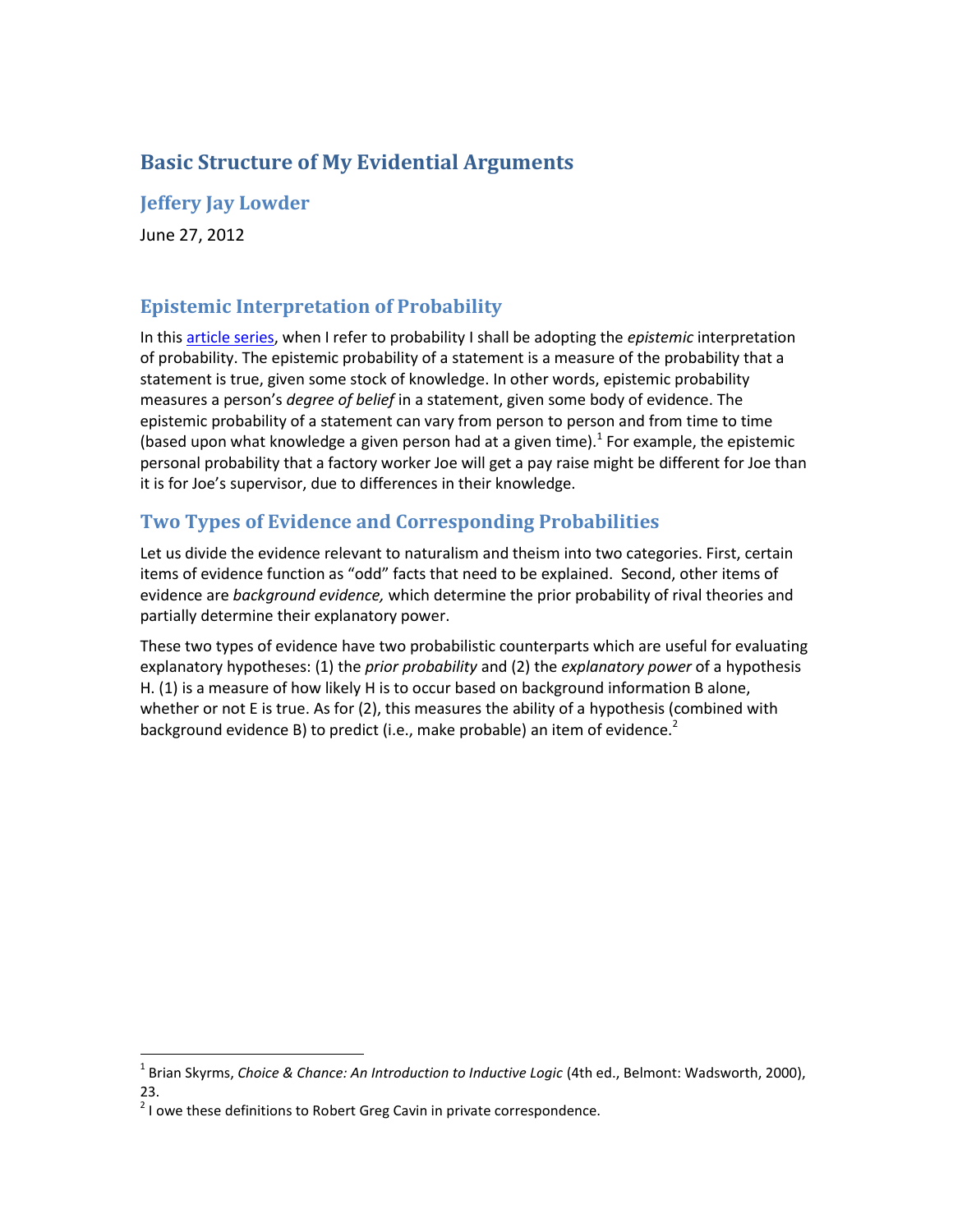# Basic Structure of My Evidential Arguments

## Jeffery Jay Lowder

June 27, 2012

## Epistemic Interpretation of Probability

In this article series, when I refer to probability I shall be adopting the *epistemic* interpretation of probability. The epistemic probability of a statement is a measure of the probability that a statement is true, given some stock of knowledge. In other words, epistemic probability measures a person's *degree of belief* in a statement, given some body of evidence. The epistemic probability of a statement can vary from person to person and from time to time (based upon what knowledge a given person had at a given time).[1] For example, the epistemic personal probability that a factory worker Joe will get a pay raise might be different for Joe than it is for Joe's supervisor, due to differences in their knowledge.

## Two Types of Evidence and Corresponding Probabilities

Let us divide the evidence relevant to naturalism and theism into two categories. First, certain items of evidence function as "odd" facts that need to be explained. Second, other items of evidence are *background evidence,* which determine the prior probability of rival theories and partially determine their explanatory power.

These two types of evidence have two probabilistic counterparts which are useful for evaluating explanatory hypotheses: (1) the *prior probability* and (2) the *explanatory power* of a hypothesis H. (1) is a measure of how likely H is to occur based on background information B alone, whether or not E is true. As for (2), this measures the ability of a hypothesis (combined with background evidence B) to predict (i.e., make probable) an item of evidence.[2]

---

[1] Brian Skyrms, *Choice & Chance: An Introduction to Inductive Logic* (4th ed., Belmont: Wadsworth, 2000), 23.

[2] I owe these definitions to Robert Greg Cavin in private correspondence.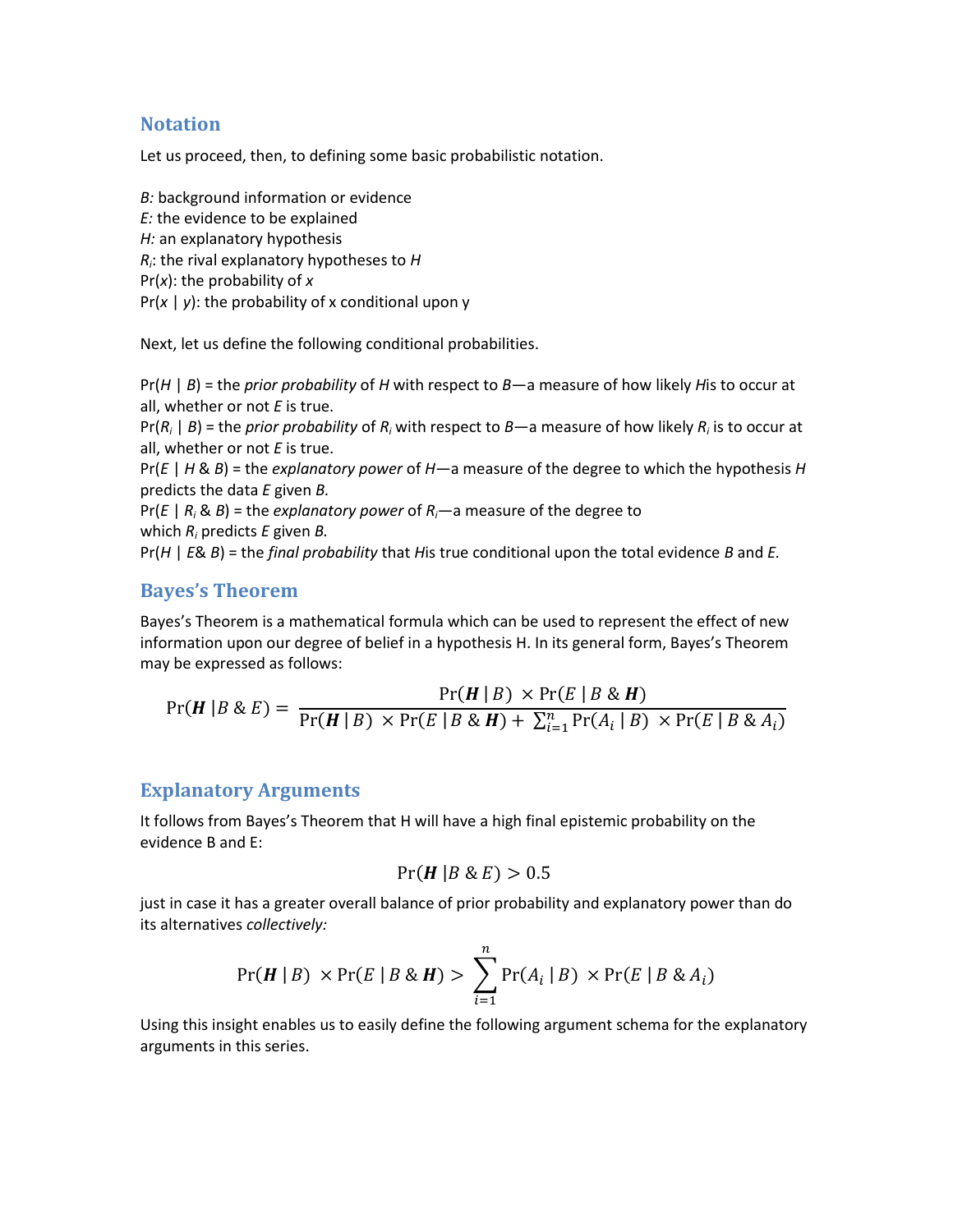## Notation

Let us proceed, then, to defining some basic probabilistic notation.

*B:* background information or evidence
*E:* the evidence to be explained
*H:* an explanatory hypothesis
$R_i$: the rival explanatory hypotheses to *H*
Pr(*x*): the probability of *x*
Pr(*x* | *y*): the probability of x conditional upon y

Next, let us define the following conditional probabilities.

Pr(*H* | *B*) = the *prior probability* of *H* with respect to *B*—a measure of how likely *H*is to occur at all, whether or not *E* is true.
Pr($R_i$ | *B*) = the *prior probability* of $R_i$ with respect to *B*—a measure of how likely $R_i$ is to occur at all, whether or not *E* is true.
Pr(*E* | *H* & *B*) = the *explanatory power* of *H*—a measure of the degree to which the hypothesis *H* predicts the data *E* given *B.*
Pr(*E* | $R_i$ & *B*) = the *explanatory power* of $R_i$—a measure of the degree to which $R_i$ predicts *E* given *B.*
Pr(*H* | *E*& *B*) = the *final probability* that *H*is true conditional upon the total evidence *B* and *E.*

## Bayes's Theorem

Bayes's Theorem is a mathematical formula which can be used to represent the effect of new information upon our degree of belief in a hypothesis H. In its general form, Bayes's Theorem may be expressed as follows:

$$\Pr(\boldsymbol{H} \mid B \;\&\; E) = \frac{\Pr(\boldsymbol{H} \mid B) \times \Pr(E \mid B \;\&\; \boldsymbol{H})}{\Pr(\boldsymbol{H} \mid B) \times \Pr(E \mid B \;\&\; \boldsymbol{H}) + \sum_{i=1}^{n} \Pr(A_i \mid B) \times \Pr(E \mid B \;\&\; A_i)}$$

## Explanatory Arguments

It follows from Bayes's Theorem that H will have a high final epistemic probability on the evidence B and E:

$$\Pr(\boldsymbol{H} \mid B \;\&\; E) > 0.5$$

just in case it has a greater overall balance of prior probability and explanatory power than do its alternatives *collectively:*

$$\Pr(\boldsymbol{H} \mid B) \times \Pr(E \mid B \;\&\; \boldsymbol{H}) > \sum_{i=1}^{n} \Pr(A_i \mid B) \times \Pr(E \mid B \;\&\; A_i)$$

Using this insight enables us to easily define the following argument schema for the explanatory arguments in this series.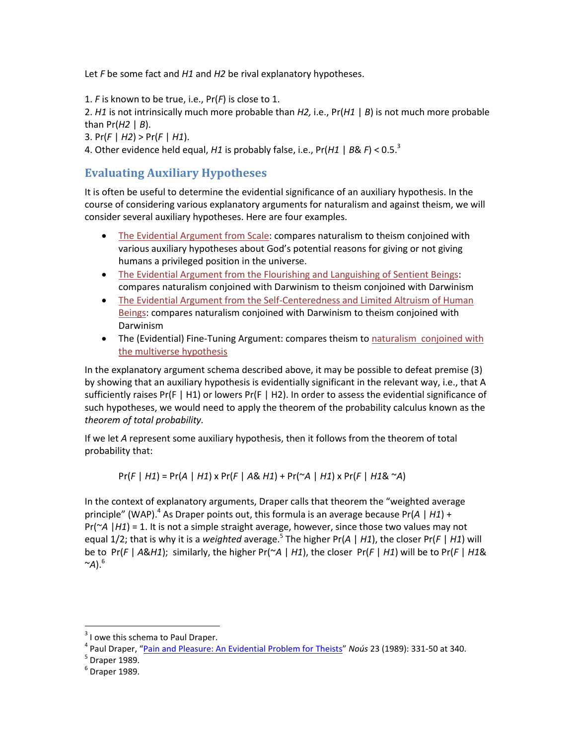Let $F$ be some fact and $H1$ and $H2$ be rival explanatory hypotheses.

1. $F$ is known to be true, i.e., $\Pr(F)$ is close to 1.
2. $H1$ is not intrinsically much more probable than $H2$, i.e., $\Pr(H1 \mid B)$ is not much more probable than $\Pr(H2 \mid B)$.
3. $\Pr(F \mid H2) > \Pr(F \mid H1)$.
4. Other evidence held equal, $H1$ is probably false, i.e., $\Pr(H1 \mid B \& F) < 0.5$.[3]

## Evaluating Auxiliary Hypotheses

It is often be useful to determine the evidential significance of an auxiliary hypothesis. In the course of considering various explanatory arguments for naturalism and against theism, we will consider several auxiliary hypotheses. Here are four examples.

- The Evidential Argument from Scale: compares naturalism to theism conjoined with various auxiliary hypotheses about God's potential reasons for giving or not giving humans a privileged position in the universe.
- The Evidential Argument from the Flourishing and Languishing of Sentient Beings: compares naturalism conjoined with Darwinism to theism conjoined with Darwinism
- The Evidential Argument from the Self-Centeredness and Limited Altruism of Human Beings: compares naturalism conjoined with Darwinism to theism conjoined with Darwinism
- The (Evidential) Fine-Tuning Argument: compares theism to naturalism conjoined with the multiverse hypothesis

In the explanatory argument schema described above, it may be possible to defeat premise (3) by showing that an auxiliary hypothesis is evidentially significant in the relevant way, i.e., that A sufficiently raises $\Pr(F \mid H1)$ or lowers $\Pr(F \mid H2)$. In order to assess the evidential significance of such hypotheses, we would need to apply the theorem of the probability calculus known as the *theorem of total probability.*

If we let $A$ represent some auxiliary hypothesis, then it follows from the theorem of total probability that:

$$\Pr(F \mid H1) = \Pr(A \mid H1) \times \Pr(F \mid A \& H1) + \Pr(\sim A \mid H1) \times \Pr(F \mid H1 \& \sim A)$$

In the context of explanatory arguments, Draper calls that theorem the "weighted average principle" (WAP).[4] As Draper points out, this formula is an average because $\Pr(A \mid H1) + \Pr(\sim A \mid H1) = 1$. It is not a simple straight average, however, since those two values may not equal 1/2; that is why it is a *weighted* average.[5] The higher $\Pr(A \mid H1)$, the closer $\Pr(F \mid H1)$ will be to $\Pr(F \mid A \& H1)$; similarly, the higher $\Pr(\sim A \mid H1)$, the closer $\Pr(F \mid H1)$ will be to $\Pr(F \mid H1 \& \sim A)$.[6]

---

[3] I owe this schema to Paul Draper.

[4] Paul Draper, "Pain and Pleasure: An Evidential Problem for Theists" *Noûs* 23 (1989): 331-50 at 340.

[5] Draper 1989.

[6] Draper 1989.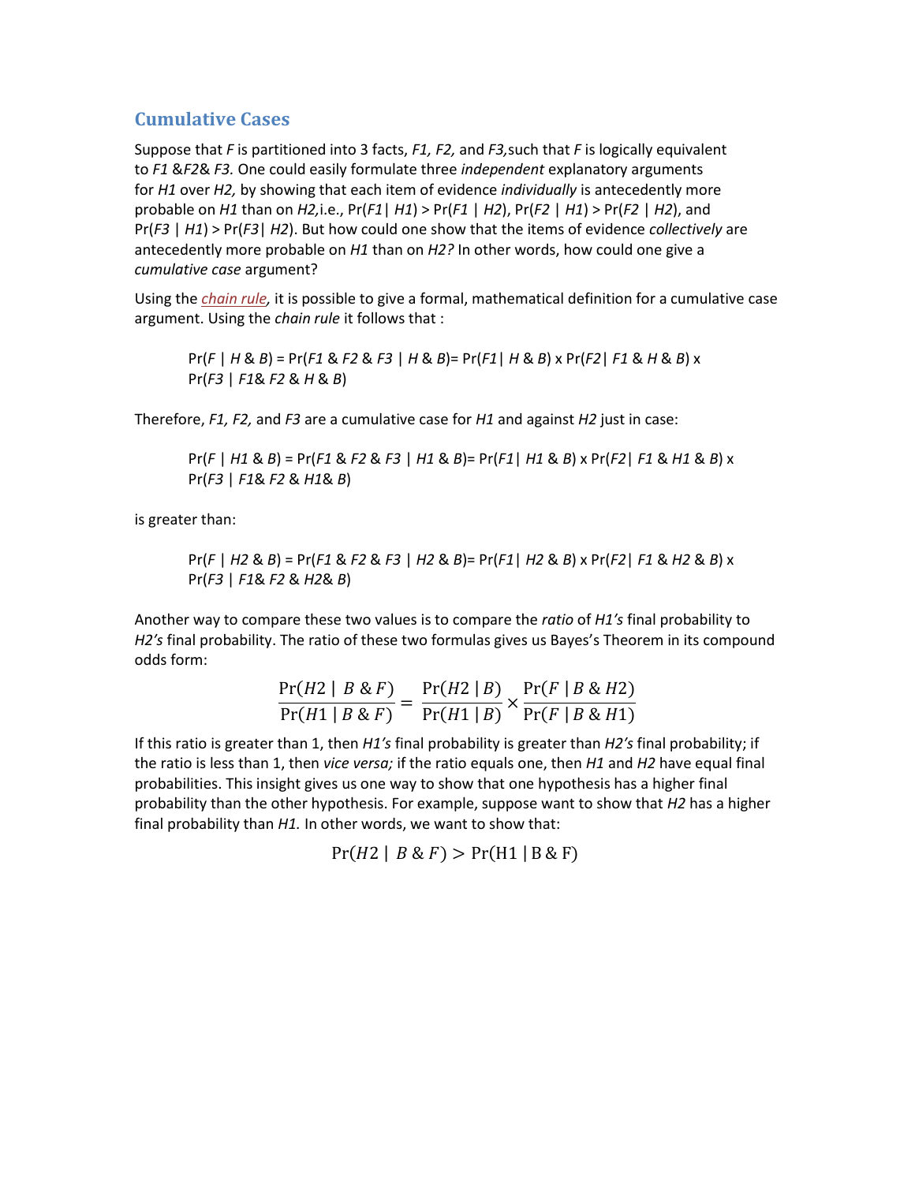## Cumulative Cases

Suppose that *F* is partitioned into 3 facts, *F1, F2,* and *F3,*such that *F* is logically equivalent to *F1* &*F2*& *F3.* One could easily formulate three *independent* explanatory arguments for *H1* over *H2,* by showing that each item of evidence *individually* is antecedently more probable on *H1* than on *H2,*i.e., Pr(*F1*| *H1*) > Pr(*F1* | *H2*), Pr(*F2* | *H1*) > Pr(*F2* | *H2*), and Pr(*F3* | *H1*) > Pr(*F3*| *H2*). But how could one show that the items of evidence *collectively* are antecedently more probable on *H1* than on *H2?* In other words, how could one give a *cumulative case* argument?

Using the *chain rule,* it is possible to give a formal, mathematical definition for a cumulative case argument. Using the *chain rule* it follows that :

> Pr(*F* | *H* & *B*) = Pr(*F1* & *F2* & *F3* | *H* & *B*)= Pr(*F1*| *H* & *B*) x Pr(*F2*| *F1* & *H* & *B*) x Pr(*F3* | *F1*& *F2* & *H* & *B*)

Therefore, *F1, F2,* and *F3* are a cumulative case for *H1* and against *H2* just in case:

> Pr(*F* | *H1* & *B*) = Pr(*F1* & *F2* & *F3* | *H1* & *B*)= Pr(*F1*| *H1* & *B*) x Pr(*F2*| *F1* & *H1* & *B*) x Pr(*F3* | *F1*& *F2* & *H1*& *B*)

is greater than:

> Pr(*F* | *H2* & *B*) = Pr(*F1* & *F2* & *F3* | *H2* & *B*)= Pr(*F1*| *H2* & *B*) x Pr(*F2*| *F1* & *H2* & *B*) x Pr(*F3* | *F1*& *F2* & *H2*& *B*)

Another way to compare these two values is to compare the *ratio* of *H1's* final probability to *H2's* final probability. The ratio of these two formulas gives us Bayes's Theorem in its compound odds form:

$$\frac{\Pr(H2 \mid B \,\&\, F)}{\Pr(H1 \mid B \,\&\, F)} = \frac{\Pr(H2 \mid B)}{\Pr(H1 \mid B)} \times \frac{\Pr(F \mid B \,\&\, H2)}{\Pr(F \mid B \,\&\, H1)}$$

If this ratio is greater than 1, then *H1's* final probability is greater than *H2's* final probability; if the ratio is less than 1, then *vice versa;* if the ratio equals one, then *H1* and *H2* have equal final probabilities. This insight gives us one way to show that one hypothesis has a higher final probability than the other hypothesis. For example, suppose want to show that *H2* has a higher final probability than *H1.* In other words, we want to show that:

$$\Pr(H2 \mid B \,\&\, F) > \Pr(\mathrm{H1} \mid \mathrm{B} \,\&\, \mathrm{F})$$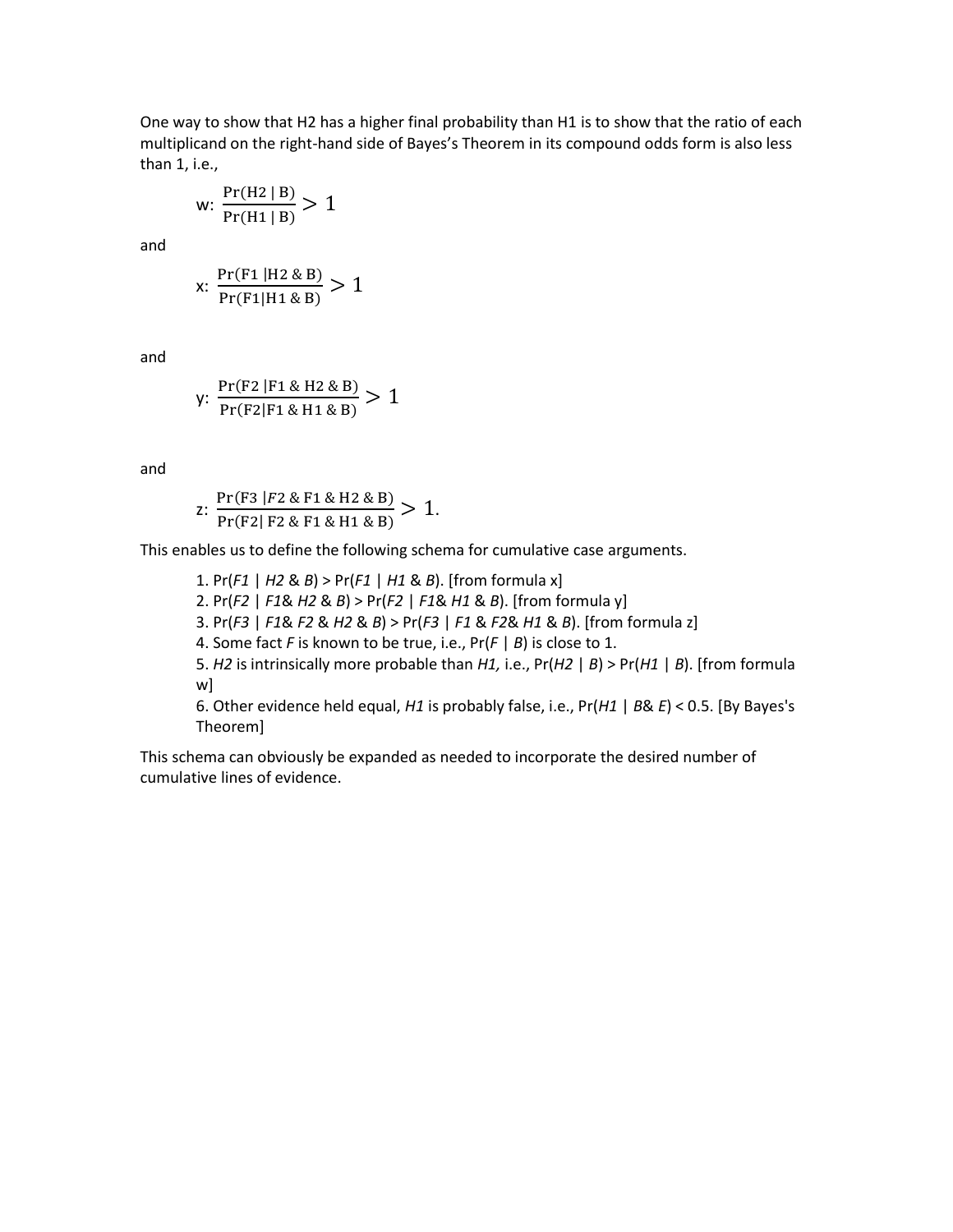One way to show that H2 has a higher final probability than H1 is to show that the ratio of each multiplicand on the right-hand side of Bayes's Theorem in its compound odds form is also less than 1, i.e.,

w: $$\frac{\Pr(\mathrm{H2} \mid \mathrm{B})}{\Pr(\mathrm{H1} \mid \mathrm{B})} > 1$$

and

x: $$\frac{\Pr(\mathrm{F1} \mid \mathrm{H2} \,\&\, \mathrm{B})}{\Pr(\mathrm{F1} \mid \mathrm{H1} \,\&\, \mathrm{B})} > 1$$

and

y: $$\frac{\Pr(\mathrm{F2} \mid \mathrm{F1} \,\&\, \mathrm{H2} \,\&\, \mathrm{B})}{\Pr(\mathrm{F2} \mid \mathrm{F1} \,\&\, \mathrm{H1} \,\&\, \mathrm{B})} > 1$$

and

z: $$\frac{\Pr(\mathrm{F3} \mid F2 \,\&\, \mathrm{F1} \,\&\, \mathrm{H2} \,\&\, \mathrm{B})}{\Pr(\mathrm{F2} \mid \mathrm{F2} \,\&\, \mathrm{F1} \,\&\, \mathrm{H1} \,\&\, \mathrm{B})} > 1.$$

This enables us to define the following schema for cumulative case arguments.

1. Pr(*F1* | *H2* & *B*) > Pr(*F1* | *H1* & *B*). [from formula x]
2. Pr(*F2* | *F1*& *H2* & *B*) > Pr(*F2* | *F1*& *H1* & *B*). [from formula y]
3. Pr(*F3* | *F1*& *F2* & *H2* & *B*) > Pr(*F3* | *F1* & *F2*& *H1* & *B*). [from formula z]
4. Some fact *F* is known to be true, i.e., Pr(*F* | *B*) is close to 1.
5. *H2* is intrinsically more probable than *H1,* i.e., Pr(*H2* | *B*) > Pr(*H1* | *B*). [from formula w]
6. Other evidence held equal, *H1* is probably false, i.e., Pr(*H1* | *B*& *E*) < 0.5. [By Bayes's Theorem]

This schema can obviously be expanded as needed to incorporate the desired number of cumulative lines of evidence.